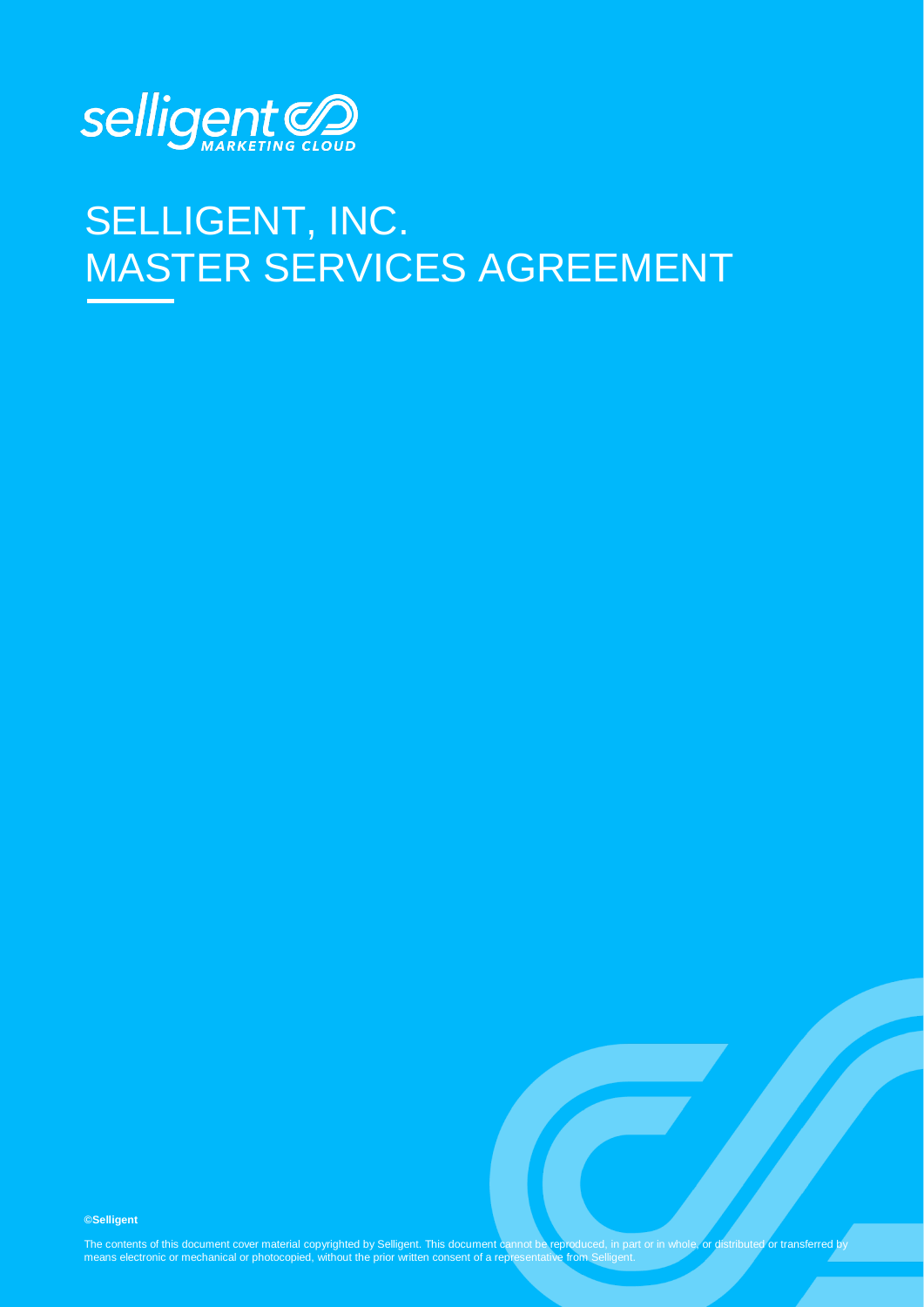selligent MARKETING CLOUD

# SELLIGENT, INC. MASTER SERVICES AGREEMENT

**©Selligent**

The contents of this document cover material copyrighted by Selligent. This document cannot be reproduced, in part or in whole, or distributed or transferred by means electronic or mechanical or photocopied, without the prior written consent of a representative from Selligent.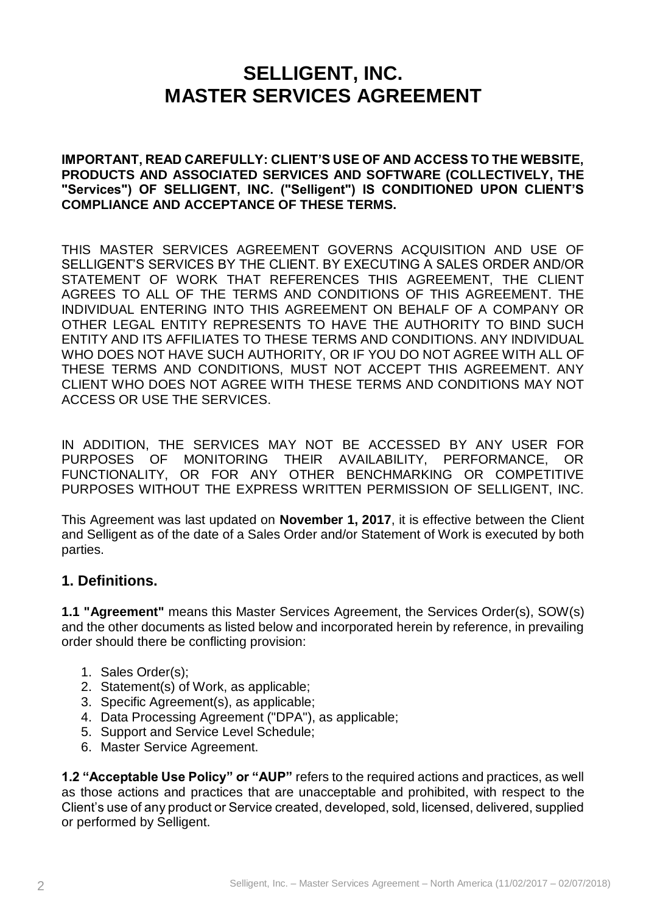# SELLIGENT, INC.
# MASTER SERVICES AGREEMENT

**IMPORTANT, READ CAREFULLY: CLIENT'S USE OF AND ACCESS TO THE WEBSITE, PRODUCTS AND ASSOCIATED SERVICES AND SOFTWARE (COLLECTIVELY, THE "Services") OF SELLIGENT, INC. ("Selligent") IS CONDITIONED UPON CLIENT'S COMPLIANCE AND ACCEPTANCE OF THESE TERMS.**

THIS MASTER SERVICES AGREEMENT GOVERNS ACQUISITION AND USE OF SELLIGENT'S SERVICES BY THE CLIENT. BY EXECUTING A SALES ORDER AND/OR STATEMENT OF WORK THAT REFERENCES THIS AGREEMENT, THE CLIENT AGREES TO ALL OF THE TERMS AND CONDITIONS OF THIS AGREEMENT. THE INDIVIDUAL ENTERING INTO THIS AGREEMENT ON BEHALF OF A COMPANY OR OTHER LEGAL ENTITY REPRESENTS TO HAVE THE AUTHORITY TO BIND SUCH ENTITY AND ITS AFFILIATES TO THESE TERMS AND CONDITIONS. ANY INDIVIDUAL WHO DOES NOT HAVE SUCH AUTHORITY, OR IF YOU DO NOT AGREE WITH ALL OF THESE TERMS AND CONDITIONS, MUST NOT ACCEPT THIS AGREEMENT. ANY CLIENT WHO DOES NOT AGREE WITH THESE TERMS AND CONDITIONS MAY NOT ACCESS OR USE THE SERVICES.

IN ADDITION, THE SERVICES MAY NOT BE ACCESSED BY ANY USER FOR PURPOSES OF MONITORING THEIR AVAILABILITY, PERFORMANCE, OR FUNCTIONALITY, OR FOR ANY OTHER BENCHMARKING OR COMPETITIVE PURPOSES WITHOUT THE EXPRESS WRITTEN PERMISSION OF SELLIGENT, INC.

This Agreement was last updated on **November 1, 2017**, it is effective between the Client and Selligent as of the date of a Sales Order and/or Statement of Work is executed by both parties.

## 1. Definitions.

**1.1 "Agreement"** means this Master Services Agreement, the Services Order(s), SOW(s) and the other documents as listed below and incorporated herein by reference, in prevailing order should there be conflicting provision:

1. Sales Order(s);
2. Statement(s) of Work, as applicable;
3. Specific Agreement(s), as applicable;
4. Data Processing Agreement ("DPA"), as applicable;
5. Support and Service Level Schedule;
6. Master Service Agreement.

**1.2 "Acceptable Use Policy" or "AUP"** refers to the required actions and practices, as well as those actions and practices that are unacceptable and prohibited, with respect to the Client's use of any product or Service created, developed, sold, licensed, delivered, supplied or performed by Selligent.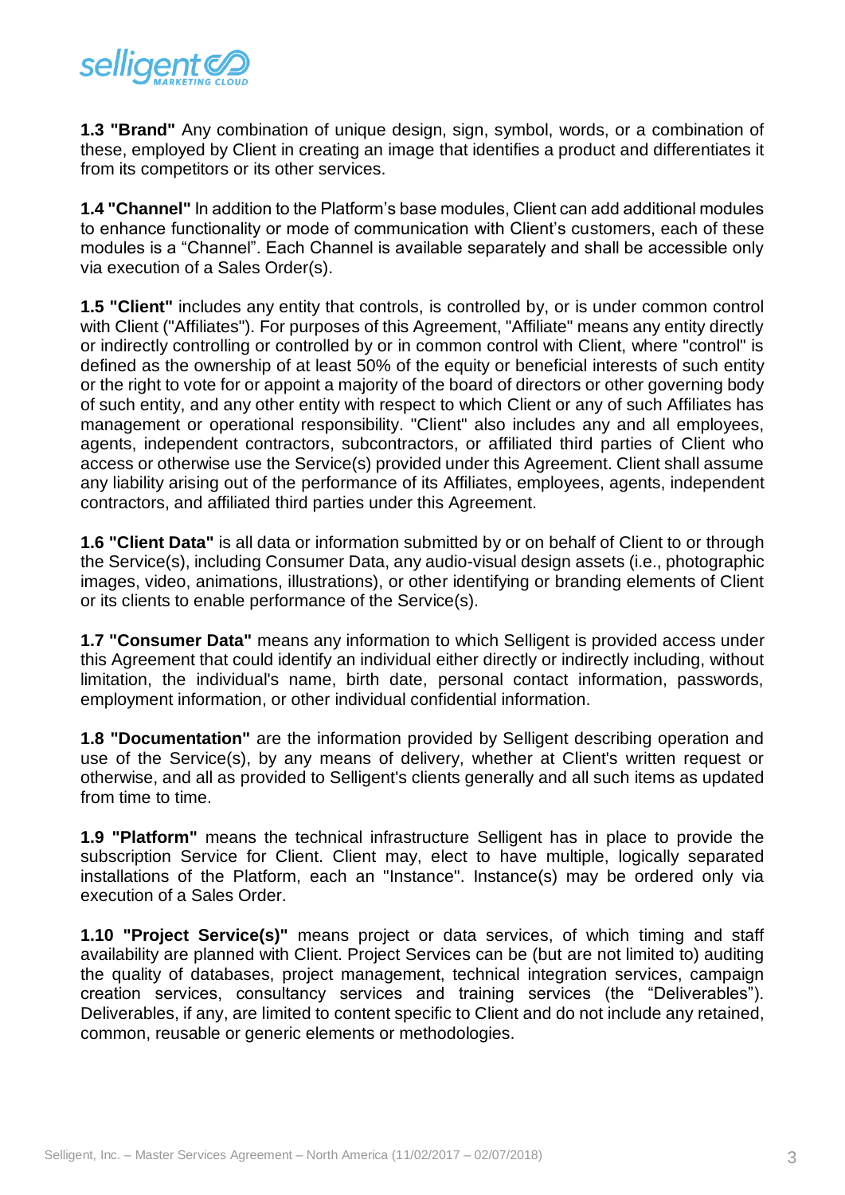**1.3 "Brand"** Any combination of unique design, sign, symbol, words, or a combination of these, employed by Client in creating an image that identifies a product and differentiates it from its competitors or its other services.

**1.4 "Channel"** In addition to the Platform's base modules, Client can add additional modules to enhance functionality or mode of communication with Client's customers, each of these modules is a "Channel". Each Channel is available separately and shall be accessible only via execution of a Sales Order(s).

**1.5 "Client"** includes any entity that controls, is controlled by, or is under common control with Client ("Affiliates"). For purposes of this Agreement, "Affiliate" means any entity directly or indirectly controlling or controlled by or in common control with Client, where "control" is defined as the ownership of at least 50% of the equity or beneficial interests of such entity or the right to vote for or appoint a majority of the board of directors or other governing body of such entity, and any other entity with respect to which Client or any of such Affiliates has management or operational responsibility. "Client" also includes any and all employees, agents, independent contractors, subcontractors, or affiliated third parties of Client who access or otherwise use the Service(s) provided under this Agreement. Client shall assume any liability arising out of the performance of its Affiliates, employees, agents, independent contractors, and affiliated third parties under this Agreement.

**1.6 "Client Data"** is all data or information submitted by or on behalf of Client to or through the Service(s), including Consumer Data, any audio-visual design assets (i.e., photographic images, video, animations, illustrations), or other identifying or branding elements of Client or its clients to enable performance of the Service(s).

**1.7 "Consumer Data"** means any information to which Selligent is provided access under this Agreement that could identify an individual either directly or indirectly including, without limitation, the individual's name, birth date, personal contact information, passwords, employment information, or other individual confidential information.

**1.8 "Documentation"** are the information provided by Selligent describing operation and use of the Service(s), by any means of delivery, whether at Client's written request or otherwise, and all as provided to Selligent's clients generally and all such items as updated from time to time.

**1.9 "Platform"** means the technical infrastructure Selligent has in place to provide the subscription Service for Client. Client may, elect to have multiple, logically separated installations of the Platform, each an "Instance". Instance(s) may be ordered only via execution of a Sales Order.

**1.10 "Project Service(s)"** means project or data services, of which timing and staff availability are planned with Client. Project Services can be (but are not limited to) auditing the quality of databases, project management, technical integration services, campaign creation services, consultancy services and training services (the "Deliverables"). Deliverables, if any, are limited to content specific to Client and do not include any retained, common, reusable or generic elements or methodologies.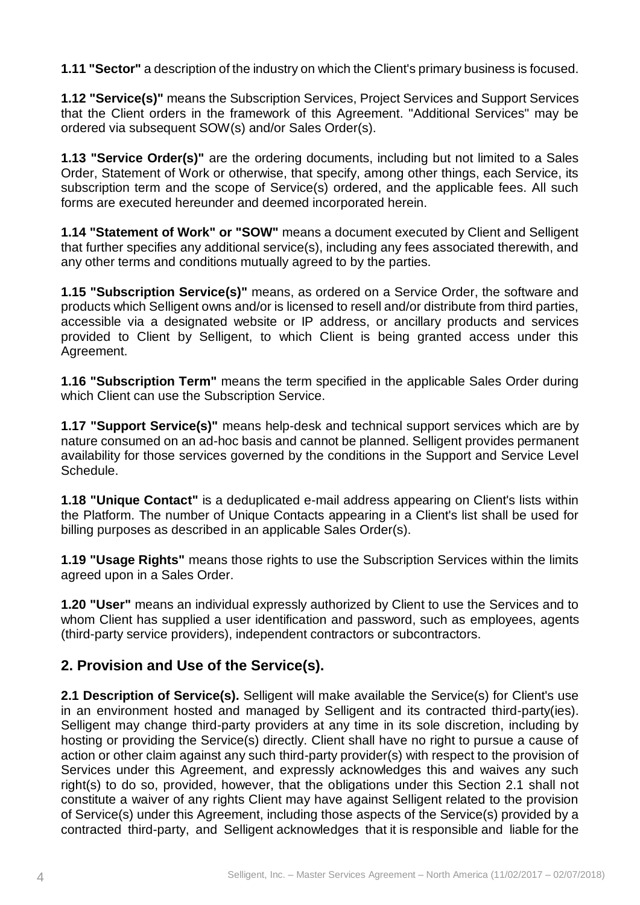**1.11 "Sector"** a description of the industry on which the Client's primary business is focused.

**1.12 "Service(s)"** means the Subscription Services, Project Services and Support Services that the Client orders in the framework of this Agreement. "Additional Services" may be ordered via subsequent SOW(s) and/or Sales Order(s).

**1.13 "Service Order(s)"** are the ordering documents, including but not limited to a Sales Order, Statement of Work or otherwise, that specify, among other things, each Service, its subscription term and the scope of Service(s) ordered, and the applicable fees. All such forms are executed hereunder and deemed incorporated herein.

**1.14 "Statement of Work" or "SOW"** means a document executed by Client and Selligent that further specifies any additional service(s), including any fees associated therewith, and any other terms and conditions mutually agreed to by the parties.

**1.15 "Subscription Service(s)"** means, as ordered on a Service Order, the software and products which Selligent owns and/or is licensed to resell and/or distribute from third parties, accessible via a designated website or IP address, or ancillary products and services provided to Client by Selligent, to which Client is being granted access under this Agreement.

**1.16 "Subscription Term"** means the term specified in the applicable Sales Order during which Client can use the Subscription Service.

**1.17 "Support Service(s)"** means help-desk and technical support services which are by nature consumed on an ad-hoc basis and cannot be planned. Selligent provides permanent availability for those services governed by the conditions in the Support and Service Level Schedule.

**1.18 "Unique Contact"** is a deduplicated e-mail address appearing on Client's lists within the Platform. The number of Unique Contacts appearing in a Client's list shall be used for billing purposes as described in an applicable Sales Order(s).

**1.19 "Usage Rights"** means those rights to use the Subscription Services within the limits agreed upon in a Sales Order.

**1.20 "User"** means an individual expressly authorized by Client to use the Services and to whom Client has supplied a user identification and password, such as employees, agents (third-party service providers), independent contractors or subcontractors.

## 2. Provision and Use of the Service(s).

**2.1 Description of Service(s).** Selligent will make available the Service(s) for Client's use in an environment hosted and managed by Selligent and its contracted third-party(ies). Selligent may change third-party providers at any time in its sole discretion, including by hosting or providing the Service(s) directly. Client shall have no right to pursue a cause of action or other claim against any such third-party provider(s) with respect to the provision of Services under this Agreement, and expressly acknowledges this and waives any such right(s) to do so, provided, however, that the obligations under this Section 2.1 shall not constitute a waiver of any rights Client may have against Selligent related to the provision of Service(s) under this Agreement, including those aspects of the Service(s) provided by a contracted third-party, and Selligent acknowledges that it is responsible and liable for the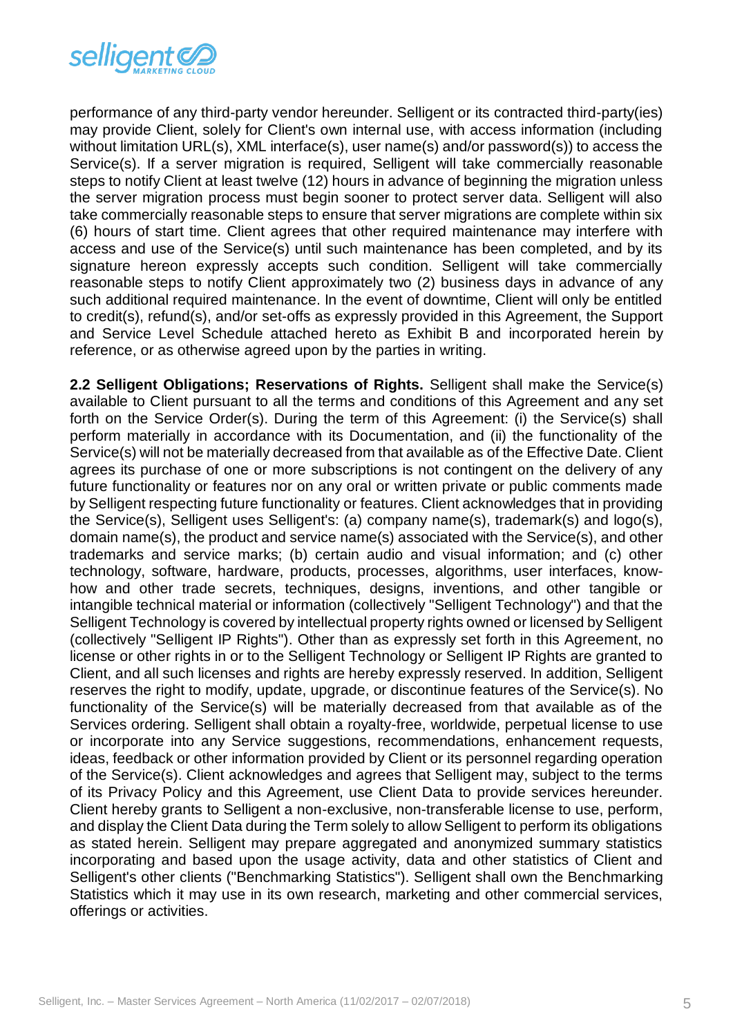performance of any third-party vendor hereunder. Selligent or its contracted third-party(ies) may provide Client, solely for Client's own internal use, with access information (including without limitation URL(s), XML interface(s), user name(s) and/or password(s)) to access the Service(s). If a server migration is required, Selligent will take commercially reasonable steps to notify Client at least twelve (12) hours in advance of beginning the migration unless the server migration process must begin sooner to protect server data. Selligent will also take commercially reasonable steps to ensure that server migrations are complete within six (6) hours of start time. Client agrees that other required maintenance may interfere with access and use of the Service(s) until such maintenance has been completed, and by its signature hereon expressly accepts such condition. Selligent will take commercially reasonable steps to notify Client approximately two (2) business days in advance of any such additional required maintenance. In the event of downtime, Client will only be entitled to credit(s), refund(s), and/or set-offs as expressly provided in this Agreement, the Support and Service Level Schedule attached hereto as Exhibit B and incorporated herein by reference, or as otherwise agreed upon by the parties in writing.

**2.2 Selligent Obligations; Reservations of Rights.** Selligent shall make the Service(s) available to Client pursuant to all the terms and conditions of this Agreement and any set forth on the Service Order(s). During the term of this Agreement: (i) the Service(s) shall perform materially in accordance with its Documentation, and (ii) the functionality of the Service(s) will not be materially decreased from that available as of the Effective Date. Client agrees its purchase of one or more subscriptions is not contingent on the delivery of any future functionality or features nor on any oral or written private or public comments made by Selligent respecting future functionality or features. Client acknowledges that in providing the Service(s), Selligent uses Selligent's: (a) company name(s), trademark(s) and logo(s), domain name(s), the product and service name(s) associated with the Service(s), and other trademarks and service marks; (b) certain audio and visual information; and (c) other technology, software, hardware, products, processes, algorithms, user interfaces, know-how and other trade secrets, techniques, designs, inventions, and other tangible or intangible technical material or information (collectively "Selligent Technology") and that the Selligent Technology is covered by intellectual property rights owned or licensed by Selligent (collectively "Selligent IP Rights"). Other than as expressly set forth in this Agreement, no license or other rights in or to the Selligent Technology or Selligent IP Rights are granted to Client, and all such licenses and rights are hereby expressly reserved. In addition, Selligent reserves the right to modify, update, upgrade, or discontinue features of the Service(s). No functionality of the Service(s) will be materially decreased from that available as of the Services ordering. Selligent shall obtain a royalty-free, worldwide, perpetual license to use or incorporate into any Service suggestions, recommendations, enhancement requests, ideas, feedback or other information provided by Client or its personnel regarding operation of the Service(s). Client acknowledges and agrees that Selligent may, subject to the terms of its Privacy Policy and this Agreement, use Client Data to provide services hereunder. Client hereby grants to Selligent a non-exclusive, non-transferable license to use, perform, and display the Client Data during the Term solely to allow Selligent to perform its obligations as stated herein. Selligent may prepare aggregated and anonymized summary statistics incorporating and based upon the usage activity, data and other statistics of Client and Selligent's other clients ("Benchmarking Statistics"). Selligent shall own the Benchmarking Statistics which it may use in its own research, marketing and other commercial services, offerings or activities.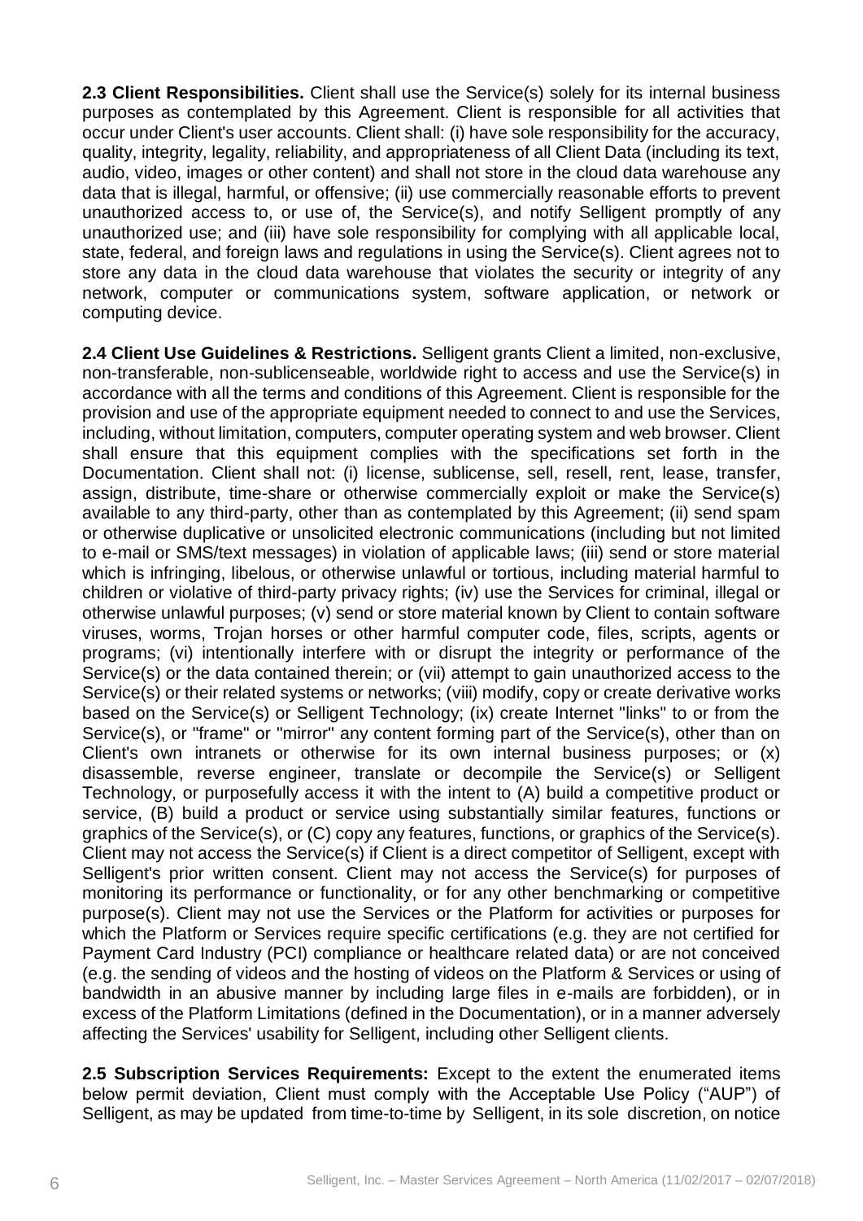**2.3 Client Responsibilities.** Client shall use the Service(s) solely for its internal business purposes as contemplated by this Agreement. Client is responsible for all activities that occur under Client's user accounts. Client shall: (i) have sole responsibility for the accuracy, quality, integrity, legality, reliability, and appropriateness of all Client Data (including its text, audio, video, images or other content) and shall not store in the cloud data warehouse any data that is illegal, harmful, or offensive; (ii) use commercially reasonable efforts to prevent unauthorized access to, or use of, the Service(s), and notify Selligent promptly of any unauthorized use; and (iii) have sole responsibility for complying with all applicable local, state, federal, and foreign laws and regulations in using the Service(s). Client agrees not to store any data in the cloud data warehouse that violates the security or integrity of any network, computer or communications system, software application, or network or computing device.

**2.4 Client Use Guidelines & Restrictions.** Selligent grants Client a limited, non-exclusive, non-transferable, non-sublicenseable, worldwide right to access and use the Service(s) in accordance with all the terms and conditions of this Agreement. Client is responsible for the provision and use of the appropriate equipment needed to connect to and use the Services, including, without limitation, computers, computer operating system and web browser. Client shall ensure that this equipment complies with the specifications set forth in the Documentation. Client shall not: (i) license, sublicense, sell, resell, rent, lease, transfer, assign, distribute, time-share or otherwise commercially exploit or make the Service(s) available to any third-party, other than as contemplated by this Agreement; (ii) send spam or otherwise duplicative or unsolicited electronic communications (including but not limited to e-mail or SMS/text messages) in violation of applicable laws; (iii) send or store material which is infringing, libelous, or otherwise unlawful or tortious, including material harmful to children or violative of third-party privacy rights; (iv) use the Services for criminal, illegal or otherwise unlawful purposes; (v) send or store material known by Client to contain software viruses, worms, Trojan horses or other harmful computer code, files, scripts, agents or programs; (vi) intentionally interfere with or disrupt the integrity or performance of the Service(s) or the data contained therein; or (vii) attempt to gain unauthorized access to the Service(s) or their related systems or networks; (viii) modify, copy or create derivative works based on the Service(s) or Selligent Technology; (ix) create Internet "links" to or from the Service(s), or "frame" or "mirror" any content forming part of the Service(s), other than on Client's own intranets or otherwise for its own internal business purposes; or (x) disassemble, reverse engineer, translate or decompile the Service(s) or Selligent Technology, or purposefully access it with the intent to (A) build a competitive product or service, (B) build a product or service using substantially similar features, functions or graphics of the Service(s), or (C) copy any features, functions, or graphics of the Service(s). Client may not access the Service(s) if Client is a direct competitor of Selligent, except with Selligent's prior written consent. Client may not access the Service(s) for purposes of monitoring its performance or functionality, or for any other benchmarking or competitive purpose(s). Client may not use the Services or the Platform for activities or purposes for which the Platform or Services require specific certifications (e.g. they are not certified for Payment Card Industry (PCI) compliance or healthcare related data) or are not conceived (e.g. the sending of videos and the hosting of videos on the Platform & Services or using of bandwidth in an abusive manner by including large files in e-mails are forbidden), or in excess of the Platform Limitations (defined in the Documentation), or in a manner adversely affecting the Services' usability for Selligent, including other Selligent clients.

**2.5 Subscription Services Requirements:** Except to the extent the enumerated items below permit deviation, Client must comply with the Acceptable Use Policy ("AUP") of Selligent, as may be updated from time-to-time by Selligent, in its sole discretion, on notice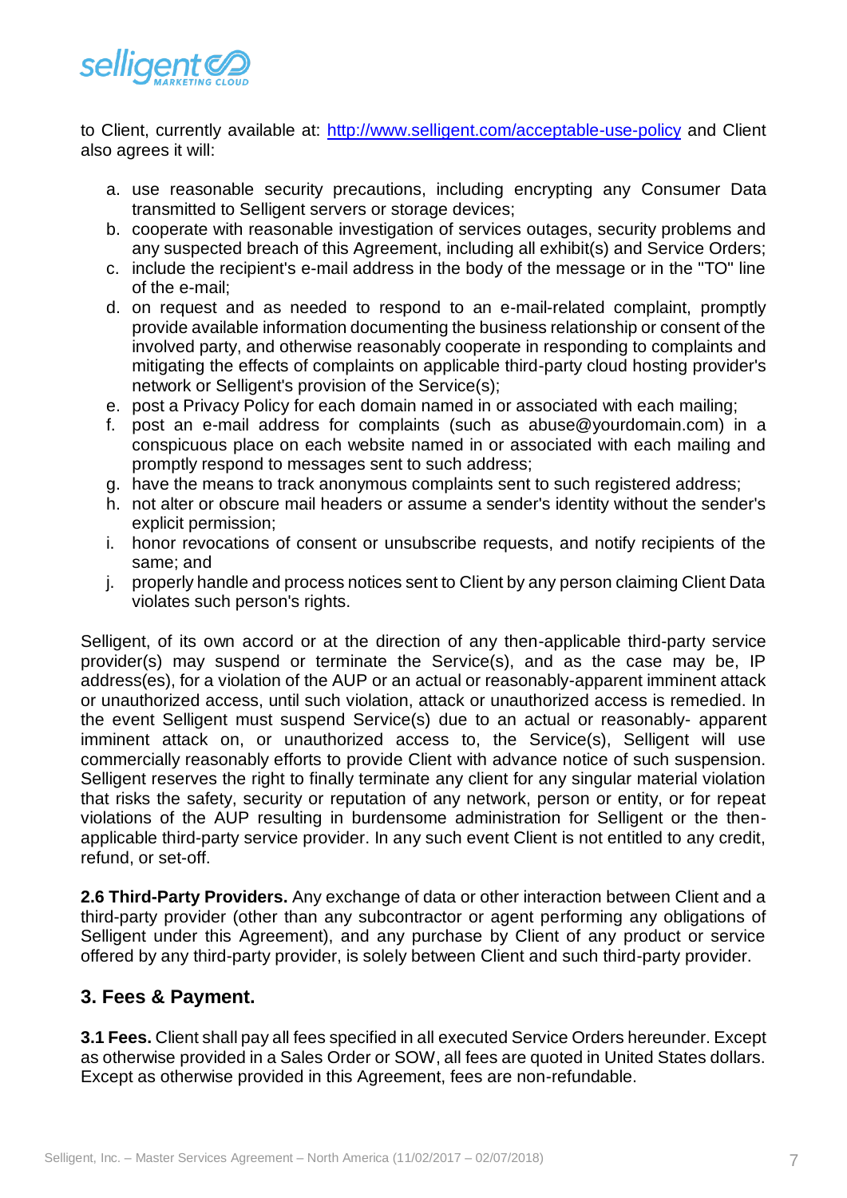to Client, currently available at: [http://www.selligent.com/acceptable-use-policy](http://www.selligent.com/acceptable-use-policy) and Client also agrees it will:

a. use reasonable security precautions, including encrypting any Consumer Data transmitted to Selligent servers or storage devices;
b. cooperate with reasonable investigation of services outages, security problems and any suspected breach of this Agreement, including all exhibit(s) and Service Orders;
c. include the recipient's e-mail address in the body of the message or in the "TO" line of the e-mail;
d. on request and as needed to respond to an e-mail-related complaint, promptly provide available information documenting the business relationship or consent of the involved party, and otherwise reasonably cooperate in responding to complaints and mitigating the effects of complaints on applicable third-party cloud hosting provider's network or Selligent's provision of the Service(s);
e. post a Privacy Policy for each domain named in or associated with each mailing;
f. post an e-mail address for complaints (such as abuse@yourdomain.com) in a conspicuous place on each website named in or associated with each mailing and promptly respond to messages sent to such address;
g. have the means to track anonymous complaints sent to such registered address;
h. not alter or obscure mail headers or assume a sender's identity without the sender's explicit permission;
i. honor revocations of consent or unsubscribe requests, and notify recipients of the same; and
j. properly handle and process notices sent to Client by any person claiming Client Data violates such person's rights.

Selligent, of its own accord or at the direction of any then-applicable third-party service provider(s) may suspend or terminate the Service(s), and as the case may be, IP address(es), for a violation of the AUP or an actual or reasonably-apparent imminent attack or unauthorized access, until such violation, attack or unauthorized access is remedied. In the event Selligent must suspend Service(s) due to an actual or reasonably- apparent imminent attack on, or unauthorized access to, the Service(s), Selligent will use commercially reasonably efforts to provide Client with advance notice of such suspension. Selligent reserves the right to finally terminate any client for any singular material violation that risks the safety, security or reputation of any network, person or entity, or for repeat violations of the AUP resulting in burdensome administration for Selligent or the then-applicable third-party service provider. In any such event Client is not entitled to any credit, refund, or set-off.

**2.6 Third-Party Providers.** Any exchange of data or other interaction between Client and a third-party provider (other than any subcontractor or agent performing any obligations of Selligent under this Agreement), and any purchase by Client of any product or service offered by any third-party provider, is solely between Client and such third-party provider.

## 3. Fees & Payment.

**3.1 Fees.** Client shall pay all fees specified in all executed Service Orders hereunder. Except as otherwise provided in a Sales Order or SOW, all fees are quoted in United States dollars. Except as otherwise provided in this Agreement, fees are non-refundable.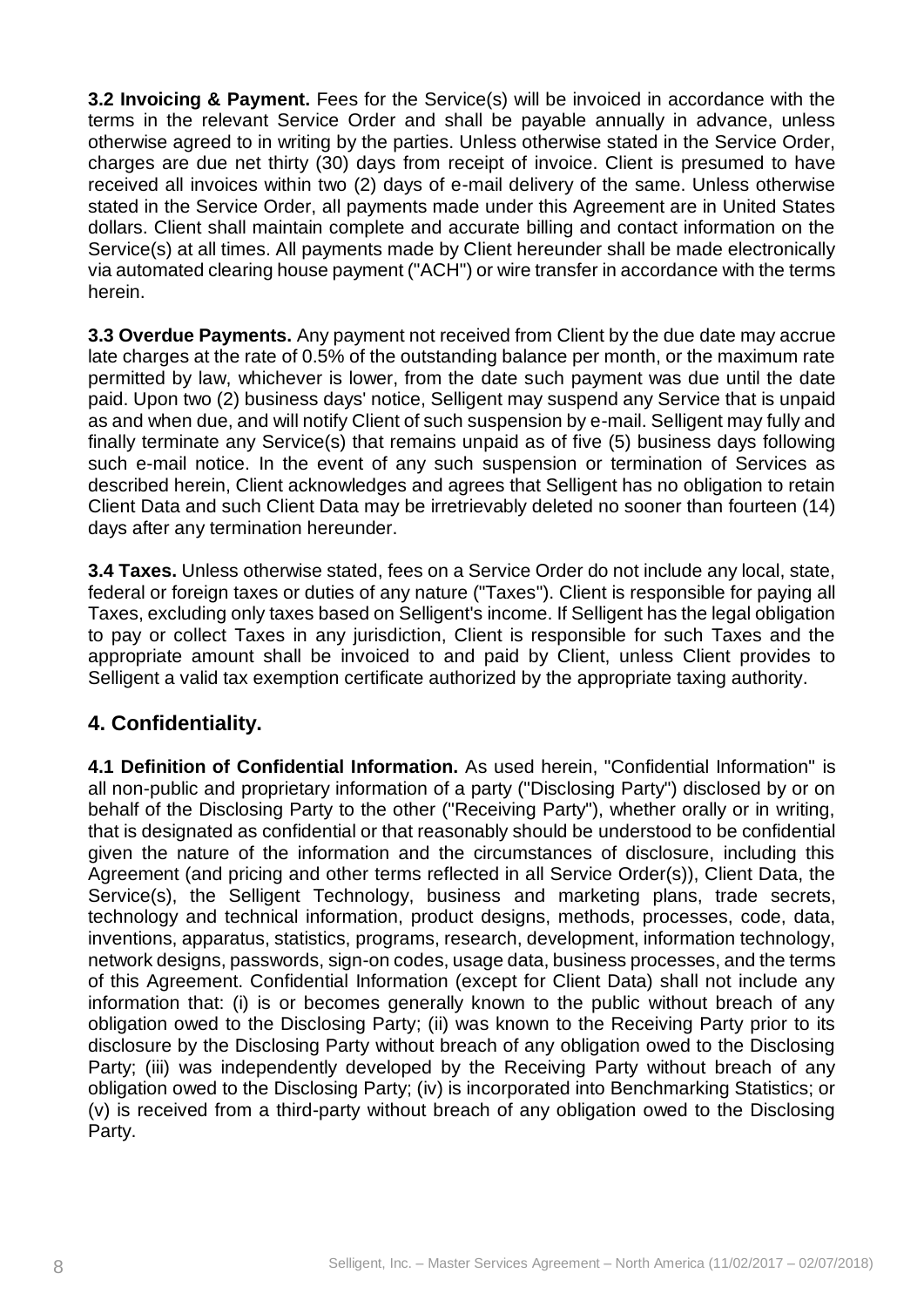**3.2 Invoicing & Payment.** Fees for the Service(s) will be invoiced in accordance with the terms in the relevant Service Order and shall be payable annually in advance, unless otherwise agreed to in writing by the parties. Unless otherwise stated in the Service Order, charges are due net thirty (30) days from receipt of invoice. Client is presumed to have received all invoices within two (2) days of e-mail delivery of the same. Unless otherwise stated in the Service Order, all payments made under this Agreement are in United States dollars. Client shall maintain complete and accurate billing and contact information on the Service(s) at all times. All payments made by Client hereunder shall be made electronically via automated clearing house payment ("ACH") or wire transfer in accordance with the terms herein.

**3.3 Overdue Payments.** Any payment not received from Client by the due date may accrue late charges at the rate of 0.5% of the outstanding balance per month, or the maximum rate permitted by law, whichever is lower, from the date such payment was due until the date paid. Upon two (2) business days' notice, Selligent may suspend any Service that is unpaid as and when due, and will notify Client of such suspension by e-mail. Selligent may fully and finally terminate any Service(s) that remains unpaid as of five (5) business days following such e-mail notice. In the event of any such suspension or termination of Services as described herein, Client acknowledges and agrees that Selligent has no obligation to retain Client Data and such Client Data may be irretrievably deleted no sooner than fourteen (14) days after any termination hereunder.

**3.4 Taxes.** Unless otherwise stated, fees on a Service Order do not include any local, state, federal or foreign taxes or duties of any nature ("Taxes"). Client is responsible for paying all Taxes, excluding only taxes based on Selligent's income. If Selligent has the legal obligation to pay or collect Taxes in any jurisdiction, Client is responsible for such Taxes and the appropriate amount shall be invoiced to and paid by Client, unless Client provides to Selligent a valid tax exemption certificate authorized by the appropriate taxing authority.

## 4. Confidentiality.

**4.1 Definition of Confidential Information.** As used herein, "Confidential Information" is all non-public and proprietary information of a party ("Disclosing Party") disclosed by or on behalf of the Disclosing Party to the other ("Receiving Party"), whether orally or in writing, that is designated as confidential or that reasonably should be understood to be confidential given the nature of the information and the circumstances of disclosure, including this Agreement (and pricing and other terms reflected in all Service Order(s)), Client Data, the Service(s), the Selligent Technology, business and marketing plans, trade secrets, technology and technical information, product designs, methods, processes, code, data, inventions, apparatus, statistics, programs, research, development, information technology, network designs, passwords, sign-on codes, usage data, business processes, and the terms of this Agreement. Confidential Information (except for Client Data) shall not include any information that: (i) is or becomes generally known to the public without breach of any obligation owed to the Disclosing Party; (ii) was known to the Receiving Party prior to its disclosure by the Disclosing Party without breach of any obligation owed to the Disclosing Party; (iii) was independently developed by the Receiving Party without breach of any obligation owed to the Disclosing Party; (iv) is incorporated into Benchmarking Statistics; or (v) is received from a third-party without breach of any obligation owed to the Disclosing Party.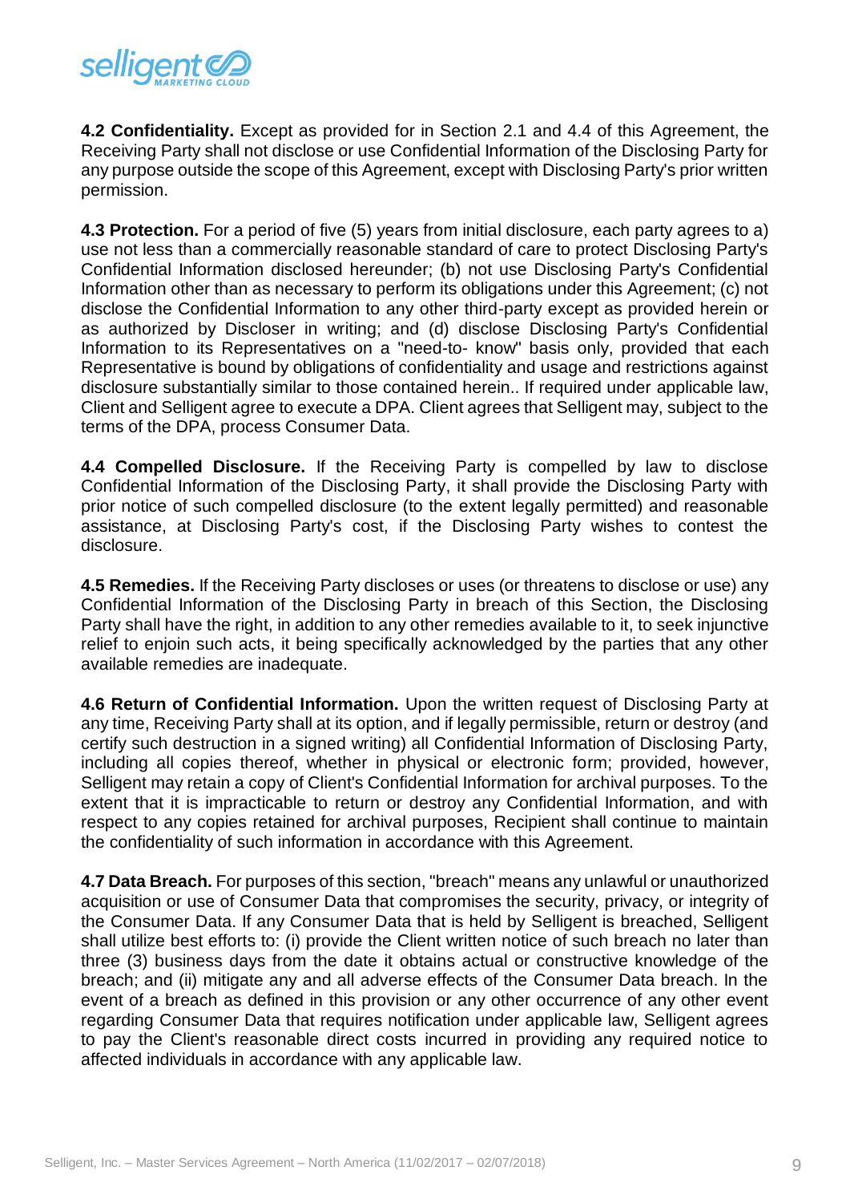**4.2 Confidentiality.** Except as provided for in Section 2.1 and 4.4 of this Agreement, the Receiving Party shall not disclose or use Confidential Information of the Disclosing Party for any purpose outside the scope of this Agreement, except with Disclosing Party's prior written permission.

**4.3 Protection.** For a period of five (5) years from initial disclosure, each party agrees to a) use not less than a commercially reasonable standard of care to protect Disclosing Party's Confidential Information disclosed hereunder; (b) not use Disclosing Party's Confidential Information other than as necessary to perform its obligations under this Agreement; (c) not disclose the Confidential Information to any other third-party except as provided herein or as authorized by Discloser in writing; and (d) disclose Disclosing Party's Confidential Information to its Representatives on a "need-to- know" basis only, provided that each Representative is bound by obligations of confidentiality and usage and restrictions against disclosure substantially similar to those contained herein.. If required under applicable law, Client and Selligent agree to execute a DPA. Client agrees that Selligent may, subject to the terms of the DPA, process Consumer Data.

**4.4 Compelled Disclosure.** If the Receiving Party is compelled by law to disclose Confidential Information of the Disclosing Party, it shall provide the Disclosing Party with prior notice of such compelled disclosure (to the extent legally permitted) and reasonable assistance, at Disclosing Party's cost, if the Disclosing Party wishes to contest the disclosure.

**4.5 Remedies.** If the Receiving Party discloses or uses (or threatens to disclose or use) any Confidential Information of the Disclosing Party in breach of this Section, the Disclosing Party shall have the right, in addition to any other remedies available to it, to seek injunctive relief to enjoin such acts, it being specifically acknowledged by the parties that any other available remedies are inadequate.

**4.6 Return of Confidential Information.** Upon the written request of Disclosing Party at any time, Receiving Party shall at its option, and if legally permissible, return or destroy (and certify such destruction in a signed writing) all Confidential Information of Disclosing Party, including all copies thereof, whether in physical or electronic form; provided, however, Selligent may retain a copy of Client's Confidential Information for archival purposes. To the extent that it is impracticable to return or destroy any Confidential Information, and with respect to any copies retained for archival purposes, Recipient shall continue to maintain the confidentiality of such information in accordance with this Agreement.

**4.7 Data Breach.** For purposes of this section, "breach" means any unlawful or unauthorized acquisition or use of Consumer Data that compromises the security, privacy, or integrity of the Consumer Data. If any Consumer Data that is held by Selligent is breached, Selligent shall utilize best efforts to: (i) provide the Client written notice of such breach no later than three (3) business days from the date it obtains actual or constructive knowledge of the breach; and (ii) mitigate any and all adverse effects of the Consumer Data breach. In the event of a breach as defined in this provision or any other occurrence of any other event regarding Consumer Data that requires notification under applicable law, Selligent agrees to pay the Client's reasonable direct costs incurred in providing any required notice to affected individuals in accordance with any applicable law.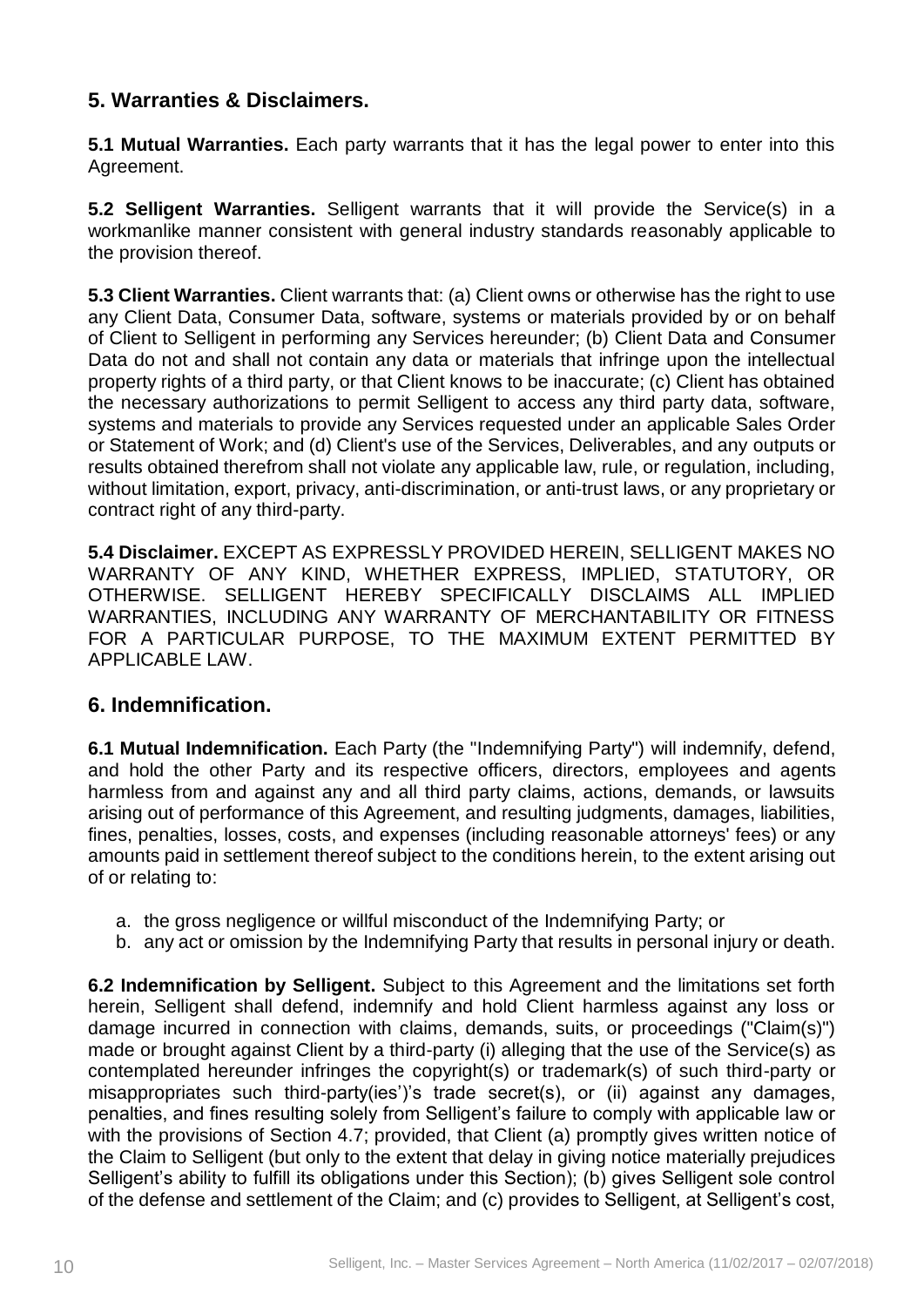## 5. Warranties & Disclaimers.

**5.1 Mutual Warranties.** Each party warrants that it has the legal power to enter into this Agreement.

**5.2 Selligent Warranties.** Selligent warrants that it will provide the Service(s) in a workmanlike manner consistent with general industry standards reasonably applicable to the provision thereof.

**5.3 Client Warranties.** Client warrants that: (a) Client owns or otherwise has the right to use any Client Data, Consumer Data, software, systems or materials provided by or on behalf of Client to Selligent in performing any Services hereunder; (b) Client Data and Consumer Data do not and shall not contain any data or materials that infringe upon the intellectual property rights of a third party, or that Client knows to be inaccurate; (c) Client has obtained the necessary authorizations to permit Selligent to access any third party data, software, systems and materials to provide any Services requested under an applicable Sales Order or Statement of Work; and (d) Client's use of the Services, Deliverables, and any outputs or results obtained therefrom shall not violate any applicable law, rule, or regulation, including, without limitation, export, privacy, anti-discrimination, or anti-trust laws, or any proprietary or contract right of any third-party.

**5.4 Disclaimer.** EXCEPT AS EXPRESSLY PROVIDED HEREIN, SELLIGENT MAKES NO WARRANTY OF ANY KIND, WHETHER EXPRESS, IMPLIED, STATUTORY, OR OTHERWISE. SELLIGENT HEREBY SPECIFICALLY DISCLAIMS ALL IMPLIED WARRANTIES, INCLUDING ANY WARRANTY OF MERCHANTABILITY OR FITNESS FOR A PARTICULAR PURPOSE, TO THE MAXIMUM EXTENT PERMITTED BY APPLICABLE LAW.

## 6. Indemnification.

**6.1 Mutual Indemnification.** Each Party (the "Indemnifying Party") will indemnify, defend, and hold the other Party and its respective officers, directors, employees and agents harmless from and against any and all third party claims, actions, demands, or lawsuits arising out of performance of this Agreement, and resulting judgments, damages, liabilities, fines, penalties, losses, costs, and expenses (including reasonable attorneys' fees) or any amounts paid in settlement thereof subject to the conditions herein, to the extent arising out of or relating to:

a. the gross negligence or willful misconduct of the Indemnifying Party; or
b. any act or omission by the Indemnifying Party that results in personal injury or death.

**6.2 Indemnification by Selligent.** Subject to this Agreement and the limitations set forth herein, Selligent shall defend, indemnify and hold Client harmless against any loss or damage incurred in connection with claims, demands, suits, or proceedings ("Claim(s)") made or brought against Client by a third-party (i) alleging that the use of the Service(s) as contemplated hereunder infringes the copyright(s) or trademark(s) of such third-party or misappropriates such third-party(ies')'s trade secret(s), or (ii) against any damages, penalties, and fines resulting solely from Selligent's failure to comply with applicable law or with the provisions of Section 4.7; provided, that Client (a) promptly gives written notice of the Claim to Selligent (but only to the extent that delay in giving notice materially prejudices Selligent's ability to fulfill its obligations under this Section); (b) gives Selligent sole control of the defense and settlement of the Claim; and (c) provides to Selligent, at Selligent's cost,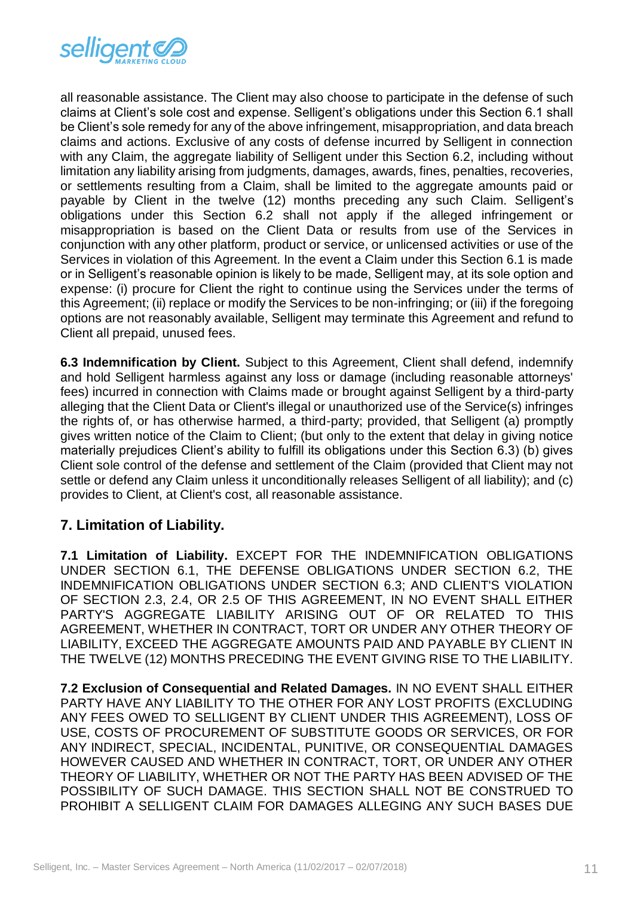all reasonable assistance. The Client may also choose to participate in the defense of such claims at Client's sole cost and expense. Selligent's obligations under this Section 6.1 shall be Client's sole remedy for any of the above infringement, misappropriation, and data breach claims and actions. Exclusive of any costs of defense incurred by Selligent in connection with any Claim, the aggregate liability of Selligent under this Section 6.2, including without limitation any liability arising from judgments, damages, awards, fines, penalties, recoveries, or settlements resulting from a Claim, shall be limited to the aggregate amounts paid or payable by Client in the twelve (12) months preceding any such Claim. Selligent's obligations under this Section 6.2 shall not apply if the alleged infringement or misappropriation is based on the Client Data or results from use of the Services in conjunction with any other platform, product or service, or unlicensed activities or use of the Services in violation of this Agreement. In the event a Claim under this Section 6.1 is made or in Selligent's reasonable opinion is likely to be made, Selligent may, at its sole option and expense: (i) procure for Client the right to continue using the Services under the terms of this Agreement; (ii) replace or modify the Services to be non-infringing; or (iii) if the foregoing options are not reasonably available, Selligent may terminate this Agreement and refund to Client all prepaid, unused fees.

**6.3 Indemnification by Client.** Subject to this Agreement, Client shall defend, indemnify and hold Selligent harmless against any loss or damage (including reasonable attorneys' fees) incurred in connection with Claims made or brought against Selligent by a third-party alleging that the Client Data or Client's illegal or unauthorized use of the Service(s) infringes the rights of, or has otherwise harmed, a third-party; provided, that Selligent (a) promptly gives written notice of the Claim to Client; (but only to the extent that delay in giving notice materially prejudices Client's ability to fulfill its obligations under this Section 6.3) (b) gives Client sole control of the defense and settlement of the Claim (provided that Client may not settle or defend any Claim unless it unconditionally releases Selligent of all liability); and (c) provides to Client, at Client's cost, all reasonable assistance.

## 7. Limitation of Liability.

**7.1 Limitation of Liability.** EXCEPT FOR THE INDEMNIFICATION OBLIGATIONS UNDER SECTION 6.1, THE DEFENSE OBLIGATIONS UNDER SECTION 6.2, THE INDEMNIFICATION OBLIGATIONS UNDER SECTION 6.3; AND CLIENT'S VIOLATION OF SECTION 2.3, 2.4, OR 2.5 OF THIS AGREEMENT, IN NO EVENT SHALL EITHER PARTY'S AGGREGATE LIABILITY ARISING OUT OF OR RELATED TO THIS AGREEMENT, WHETHER IN CONTRACT, TORT OR UNDER ANY OTHER THEORY OF LIABILITY, EXCEED THE AGGREGATE AMOUNTS PAID AND PAYABLE BY CLIENT IN THE TWELVE (12) MONTHS PRECEDING THE EVENT GIVING RISE TO THE LIABILITY.

**7.2 Exclusion of Consequential and Related Damages.** IN NO EVENT SHALL EITHER PARTY HAVE ANY LIABILITY TO THE OTHER FOR ANY LOST PROFITS (EXCLUDING ANY FEES OWED TO SELLIGENT BY CLIENT UNDER THIS AGREEMENT), LOSS OF USE, COSTS OF PROCUREMENT OF SUBSTITUTE GOODS OR SERVICES, OR FOR ANY INDIRECT, SPECIAL, INCIDENTAL, PUNITIVE, OR CONSEQUENTIAL DAMAGES HOWEVER CAUSED AND WHETHER IN CONTRACT, TORT, OR UNDER ANY OTHER THEORY OF LIABILITY, WHETHER OR NOT THE PARTY HAS BEEN ADVISED OF THE POSSIBILITY OF SUCH DAMAGE. THIS SECTION SHALL NOT BE CONSTRUED TO PROHIBIT A SELLIGENT CLAIM FOR DAMAGES ALLEGING ANY SUCH BASES DUE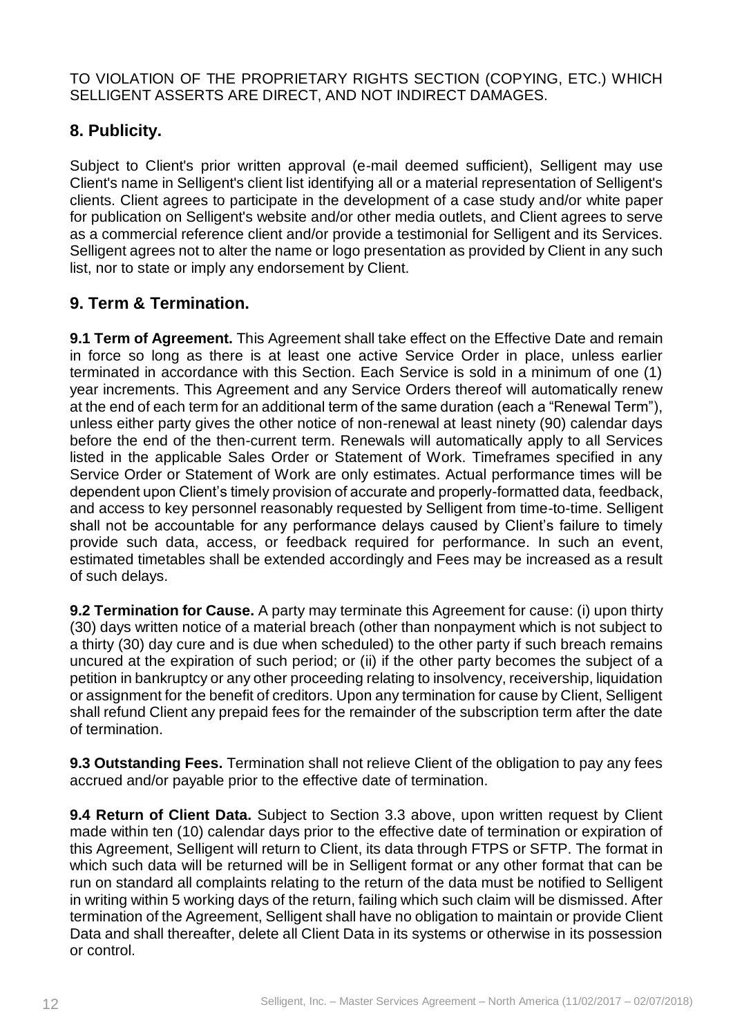TO VIOLATION OF THE PROPRIETARY RIGHTS SECTION (COPYING, ETC.) WHICH SELLIGENT ASSERTS ARE DIRECT, AND NOT INDIRECT DAMAGES.

## 8. Publicity.

Subject to Client's prior written approval (e-mail deemed sufficient), Selligent may use Client's name in Selligent's client list identifying all or a material representation of Selligent's clients. Client agrees to participate in the development of a case study and/or white paper for publication on Selligent's website and/or other media outlets, and Client agrees to serve as a commercial reference client and/or provide a testimonial for Selligent and its Services. Selligent agrees not to alter the name or logo presentation as provided by Client in any such list, nor to state or imply any endorsement by Client.

## 9. Term & Termination.

**9.1 Term of Agreement.** This Agreement shall take effect on the Effective Date and remain in force so long as there is at least one active Service Order in place, unless earlier terminated in accordance with this Section. Each Service is sold in a minimum of one (1) year increments. This Agreement and any Service Orders thereof will automatically renew at the end of each term for an additional term of the same duration (each a "Renewal Term"), unless either party gives the other notice of non-renewal at least ninety (90) calendar days before the end of the then-current term. Renewals will automatically apply to all Services listed in the applicable Sales Order or Statement of Work. Timeframes specified in any Service Order or Statement of Work are only estimates. Actual performance times will be dependent upon Client's timely provision of accurate and properly-formatted data, feedback, and access to key personnel reasonably requested by Selligent from time-to-time. Selligent shall not be accountable for any performance delays caused by Client's failure to timely provide such data, access, or feedback required for performance. In such an event, estimated timetables shall be extended accordingly and Fees may be increased as a result of such delays.

**9.2 Termination for Cause.** A party may terminate this Agreement for cause: (i) upon thirty (30) days written notice of a material breach (other than nonpayment which is not subject to a thirty (30) day cure and is due when scheduled) to the other party if such breach remains uncured at the expiration of such period; or (ii) if the other party becomes the subject of a petition in bankruptcy or any other proceeding relating to insolvency, receivership, liquidation or assignment for the benefit of creditors. Upon any termination for cause by Client, Selligent shall refund Client any prepaid fees for the remainder of the subscription term after the date of termination.

**9.3 Outstanding Fees.** Termination shall not relieve Client of the obligation to pay any fees accrued and/or payable prior to the effective date of termination.

**9.4 Return of Client Data.** Subject to Section 3.3 above, upon written request by Client made within ten (10) calendar days prior to the effective date of termination or expiration of this Agreement, Selligent will return to Client, its data through FTPS or SFTP. The format in which such data will be returned will be in Selligent format or any other format that can be run on standard all complaints relating to the return of the data must be notified to Selligent in writing within 5 working days of the return, failing which such claim will be dismissed. After termination of the Agreement, Selligent shall have no obligation to maintain or provide Client Data and shall thereafter, delete all Client Data in its systems or otherwise in its possession or control.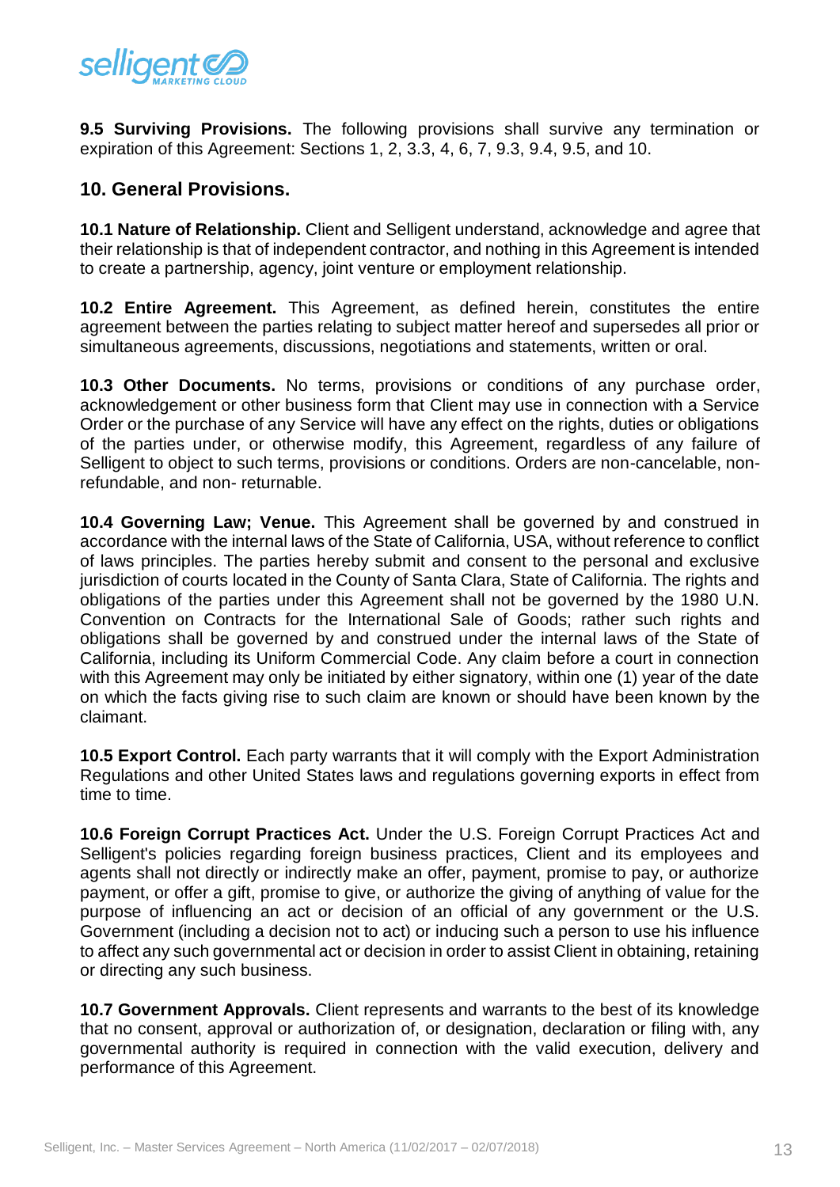**9.5 Surviving Provisions.** The following provisions shall survive any termination or expiration of this Agreement: Sections 1, 2, 3.3, 4, 6, 7, 9.3, 9.4, 9.5, and 10.

## 10. General Provisions.

**10.1 Nature of Relationship.** Client and Selligent understand, acknowledge and agree that their relationship is that of independent contractor, and nothing in this Agreement is intended to create a partnership, agency, joint venture or employment relationship.

**10.2 Entire Agreement.** This Agreement, as defined herein, constitutes the entire agreement between the parties relating to subject matter hereof and supersedes all prior or simultaneous agreements, discussions, negotiations and statements, written or oral.

**10.3 Other Documents.** No terms, provisions or conditions of any purchase order, acknowledgement or other business form that Client may use in connection with a Service Order or the purchase of any Service will have any effect on the rights, duties or obligations of the parties under, or otherwise modify, this Agreement, regardless of any failure of Selligent to object to such terms, provisions or conditions. Orders are non-cancelable, non-refundable, and non- returnable.

**10.4 Governing Law; Venue.** This Agreement shall be governed by and construed in accordance with the internal laws of the State of California, USA, without reference to conflict of laws principles. The parties hereby submit and consent to the personal and exclusive jurisdiction of courts located in the County of Santa Clara, State of California. The rights and obligations of the parties under this Agreement shall not be governed by the 1980 U.N. Convention on Contracts for the International Sale of Goods; rather such rights and obligations shall be governed by and construed under the internal laws of the State of California, including its Uniform Commercial Code. Any claim before a court in connection with this Agreement may only be initiated by either signatory, within one (1) year of the date on which the facts giving rise to such claim are known or should have been known by the claimant.

**10.5 Export Control.** Each party warrants that it will comply with the Export Administration Regulations and other United States laws and regulations governing exports in effect from time to time.

**10.6 Foreign Corrupt Practices Act.** Under the U.S. Foreign Corrupt Practices Act and Selligent's policies regarding foreign business practices, Client and its employees and agents shall not directly or indirectly make an offer, payment, promise to pay, or authorize payment, or offer a gift, promise to give, or authorize the giving of anything of value for the purpose of influencing an act or decision of an official of any government or the U.S. Government (including a decision not to act) or inducing such a person to use his influence to affect any such governmental act or decision in order to assist Client in obtaining, retaining or directing any such business.

**10.7 Government Approvals.** Client represents and warrants to the best of its knowledge that no consent, approval or authorization of, or designation, declaration or filing with, any governmental authority is required in connection with the valid execution, delivery and performance of this Agreement.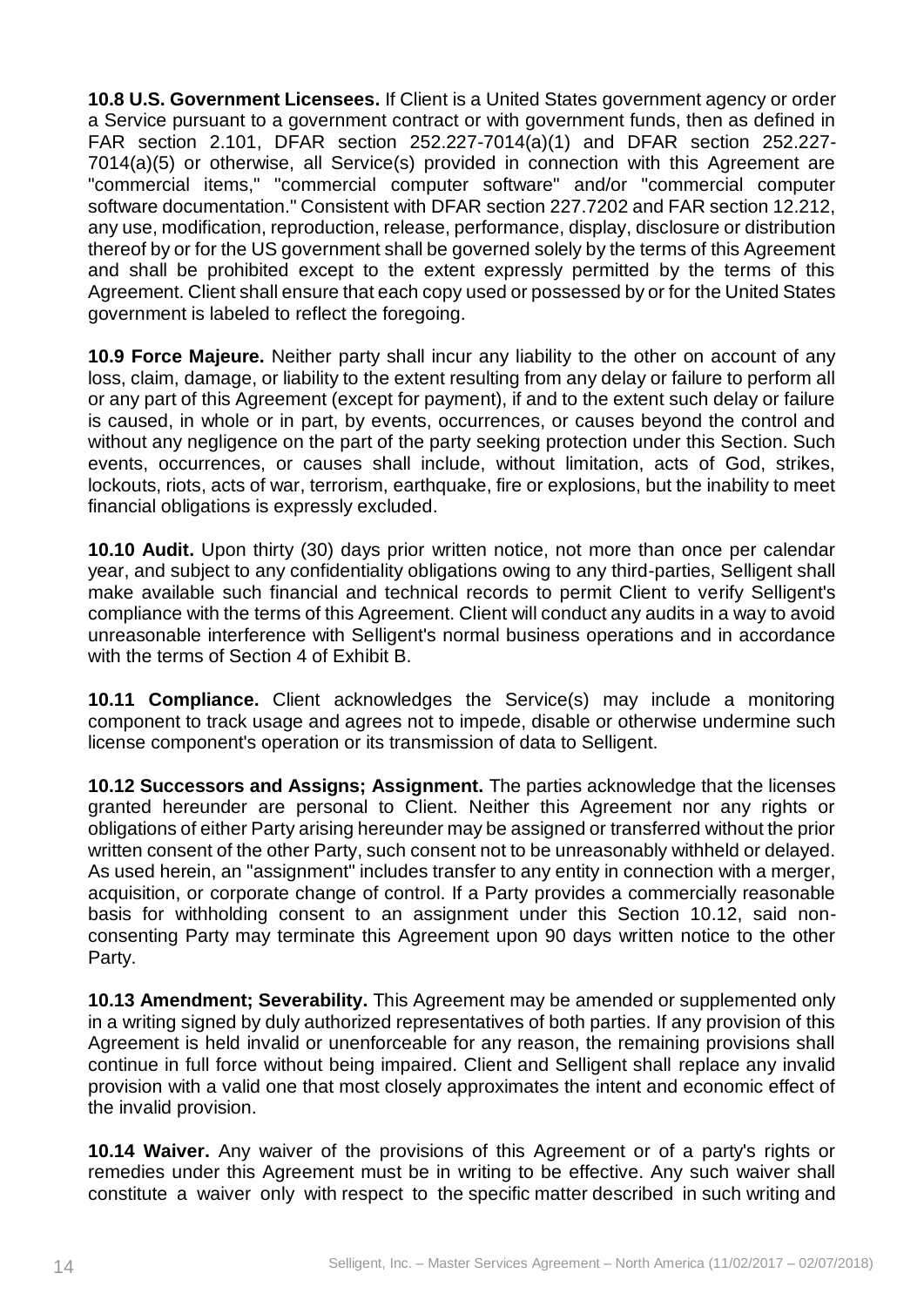**10.8 U.S. Government Licensees.** If Client is a United States government agency or order a Service pursuant to a government contract or with government funds, then as defined in FAR section 2.101, DFAR section 252.227-7014(a)(1) and DFAR section 252.227-7014(a)(5) or otherwise, all Service(s) provided in connection with this Agreement are "commercial items," "commercial computer software" and/or "commercial computer software documentation." Consistent with DFAR section 227.7202 and FAR section 12.212, any use, modification, reproduction, release, performance, display, disclosure or distribution thereof by or for the US government shall be governed solely by the terms of this Agreement and shall be prohibited except to the extent expressly permitted by the terms of this Agreement. Client shall ensure that each copy used or possessed by or for the United States government is labeled to reflect the foregoing.

**10.9 Force Majeure.** Neither party shall incur any liability to the other on account of any loss, claim, damage, or liability to the extent resulting from any delay or failure to perform all or any part of this Agreement (except for payment), if and to the extent such delay or failure is caused, in whole or in part, by events, occurrences, or causes beyond the control and without any negligence on the part of the party seeking protection under this Section. Such events, occurrences, or causes shall include, without limitation, acts of God, strikes, lockouts, riots, acts of war, terrorism, earthquake, fire or explosions, but the inability to meet financial obligations is expressly excluded.

**10.10 Audit.** Upon thirty (30) days prior written notice, not more than once per calendar year, and subject to any confidentiality obligations owing to any third-parties, Selligent shall make available such financial and technical records to permit Client to verify Selligent's compliance with the terms of this Agreement. Client will conduct any audits in a way to avoid unreasonable interference with Selligent's normal business operations and in accordance with the terms of Section 4 of Exhibit B.

**10.11 Compliance.** Client acknowledges the Service(s) may include a monitoring component to track usage and agrees not to impede, disable or otherwise undermine such license component's operation or its transmission of data to Selligent.

**10.12 Successors and Assigns; Assignment.** The parties acknowledge that the licenses granted hereunder are personal to Client. Neither this Agreement nor any rights or obligations of either Party arising hereunder may be assigned or transferred without the prior written consent of the other Party, such consent not to be unreasonably withheld or delayed. As used herein, an "assignment" includes transfer to any entity in connection with a merger, acquisition, or corporate change of control. If a Party provides a commercially reasonable basis for withholding consent to an assignment under this Section 10.12, said non-consenting Party may terminate this Agreement upon 90 days written notice to the other Party.

**10.13 Amendment; Severability.** This Agreement may be amended or supplemented only in a writing signed by duly authorized representatives of both parties. If any provision of this Agreement is held invalid or unenforceable for any reason, the remaining provisions shall continue in full force without being impaired. Client and Selligent shall replace any invalid provision with a valid one that most closely approximates the intent and economic effect of the invalid provision.

**10.14 Waiver.** Any waiver of the provisions of this Agreement or of a party's rights or remedies under this Agreement must be in writing to be effective. Any such waiver shall constitute a waiver only with respect to the specific matter described in such writing and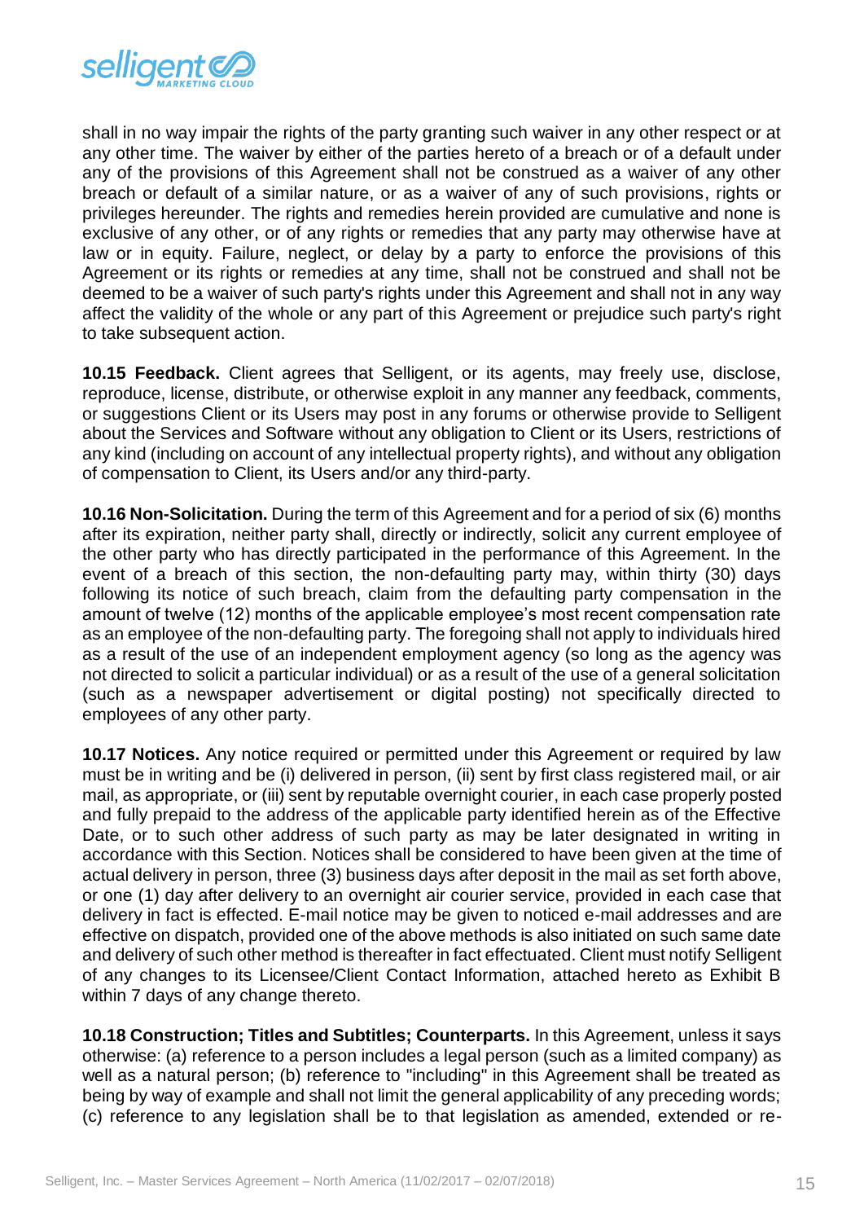shall in no way impair the rights of the party granting such waiver in any other respect or at any other time. The waiver by either of the parties hereto of a breach or of a default under any of the provisions of this Agreement shall not be construed as a waiver of any other breach or default of a similar nature, or as a waiver of any of such provisions, rights or privileges hereunder. The rights and remedies herein provided are cumulative and none is exclusive of any other, or of any rights or remedies that any party may otherwise have at law or in equity. Failure, neglect, or delay by a party to enforce the provisions of this Agreement or its rights or remedies at any time, shall not be construed and shall not be deemed to be a waiver of such party's rights under this Agreement and shall not in any way affect the validity of the whole or any part of this Agreement or prejudice such party's right to take subsequent action.

**10.15 Feedback.** Client agrees that Selligent, or its agents, may freely use, disclose, reproduce, license, distribute, or otherwise exploit in any manner any feedback, comments, or suggestions Client or its Users may post in any forums or otherwise provide to Selligent about the Services and Software without any obligation to Client or its Users, restrictions of any kind (including on account of any intellectual property rights), and without any obligation of compensation to Client, its Users and/or any third-party.

**10.16 Non-Solicitation.** During the term of this Agreement and for a period of six (6) months after its expiration, neither party shall, directly or indirectly, solicit any current employee of the other party who has directly participated in the performance of this Agreement. In the event of a breach of this section, the non-defaulting party may, within thirty (30) days following its notice of such breach, claim from the defaulting party compensation in the amount of twelve (12) months of the applicable employee's most recent compensation rate as an employee of the non-defaulting party. The foregoing shall not apply to individuals hired as a result of the use of an independent employment agency (so long as the agency was not directed to solicit a particular individual) or as a result of the use of a general solicitation (such as a newspaper advertisement or digital posting) not specifically directed to employees of any other party.

**10.17 Notices.** Any notice required or permitted under this Agreement or required by law must be in writing and be (i) delivered in person, (ii) sent by first class registered mail, or air mail, as appropriate, or (iii) sent by reputable overnight courier, in each case properly posted and fully prepaid to the address of the applicable party identified herein as of the Effective Date, or to such other address of such party as may be later designated in writing in accordance with this Section. Notices shall be considered to have been given at the time of actual delivery in person, three (3) business days after deposit in the mail as set forth above, or one (1) day after delivery to an overnight air courier service, provided in each case that delivery in fact is effected. E-mail notice may be given to noticed e-mail addresses and are effective on dispatch, provided one of the above methods is also initiated on such same date and delivery of such other method is thereafter in fact effectuated. Client must notify Selligent of any changes to its Licensee/Client Contact Information, attached hereto as Exhibit B within 7 days of any change thereto.

**10.18 Construction; Titles and Subtitles; Counterparts.** In this Agreement, unless it says otherwise: (a) reference to a person includes a legal person (such as a limited company) as well as a natural person; (b) reference to "including" in this Agreement shall be treated as being by way of example and shall not limit the general applicability of any preceding words; (c) reference to any legislation shall be to that legislation as amended, extended or re-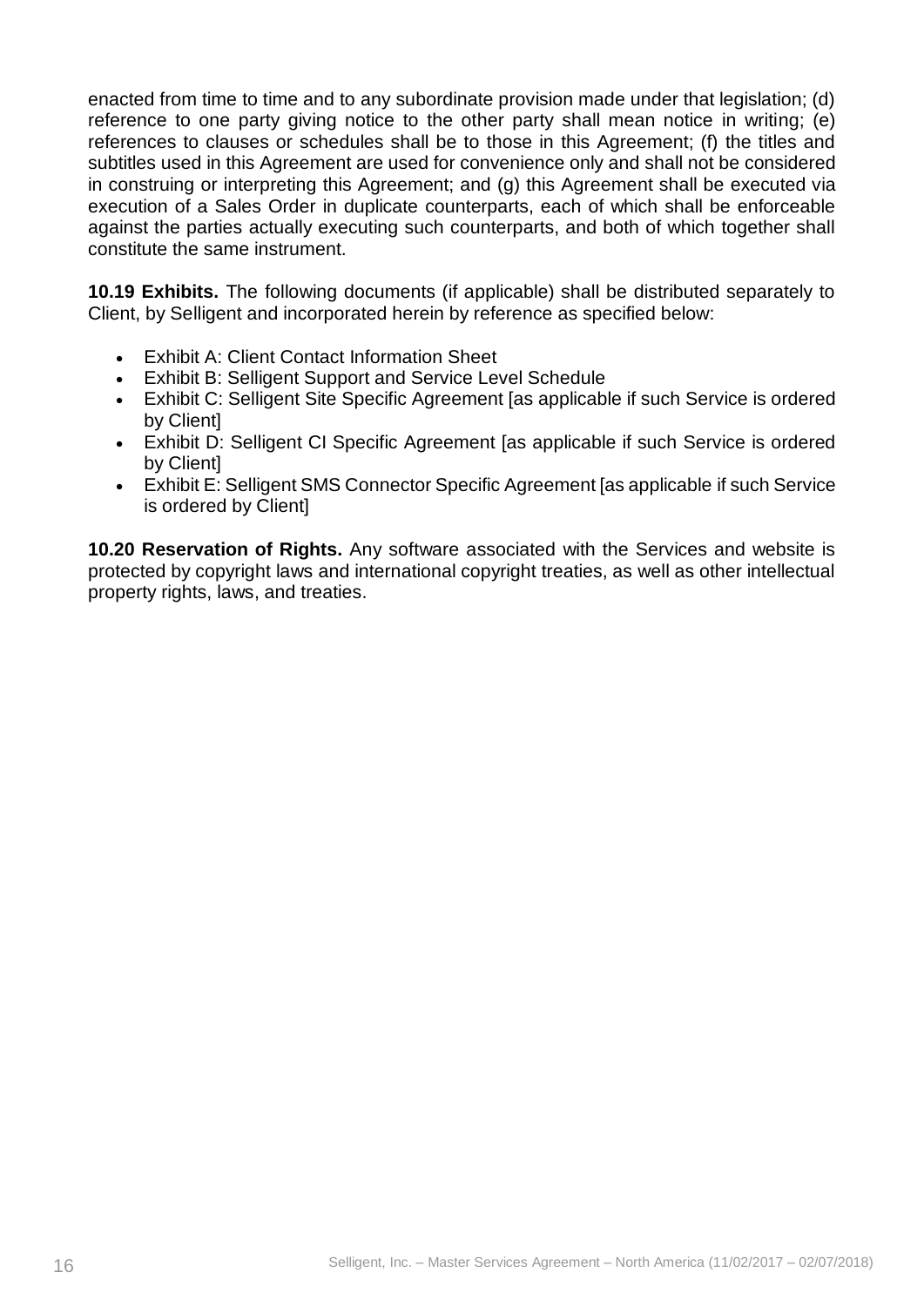enacted from time to time and to any subordinate provision made under that legislation; (d) reference to one party giving notice to the other party shall mean notice in writing; (e) references to clauses or schedules shall be to those in this Agreement; (f) the titles and subtitles used in this Agreement are used for convenience only and shall not be considered in construing or interpreting this Agreement; and (g) this Agreement shall be executed via execution of a Sales Order in duplicate counterparts, each of which shall be enforceable against the parties actually executing such counterparts, and both of which together shall constitute the same instrument.

**10.19 Exhibits.** The following documents (if applicable) shall be distributed separately to Client, by Selligent and incorporated herein by reference as specified below:

- Exhibit A: Client Contact Information Sheet
- Exhibit B: Selligent Support and Service Level Schedule
- Exhibit C: Selligent Site Specific Agreement [as applicable if such Service is ordered by Client]
- Exhibit D: Selligent CI Specific Agreement [as applicable if such Service is ordered by Client]
- Exhibit E: Selligent SMS Connector Specific Agreement [as applicable if such Service is ordered by Client]

**10.20 Reservation of Rights.** Any software associated with the Services and website is protected by copyright laws and international copyright treaties, as well as other intellectual property rights, laws, and treaties.